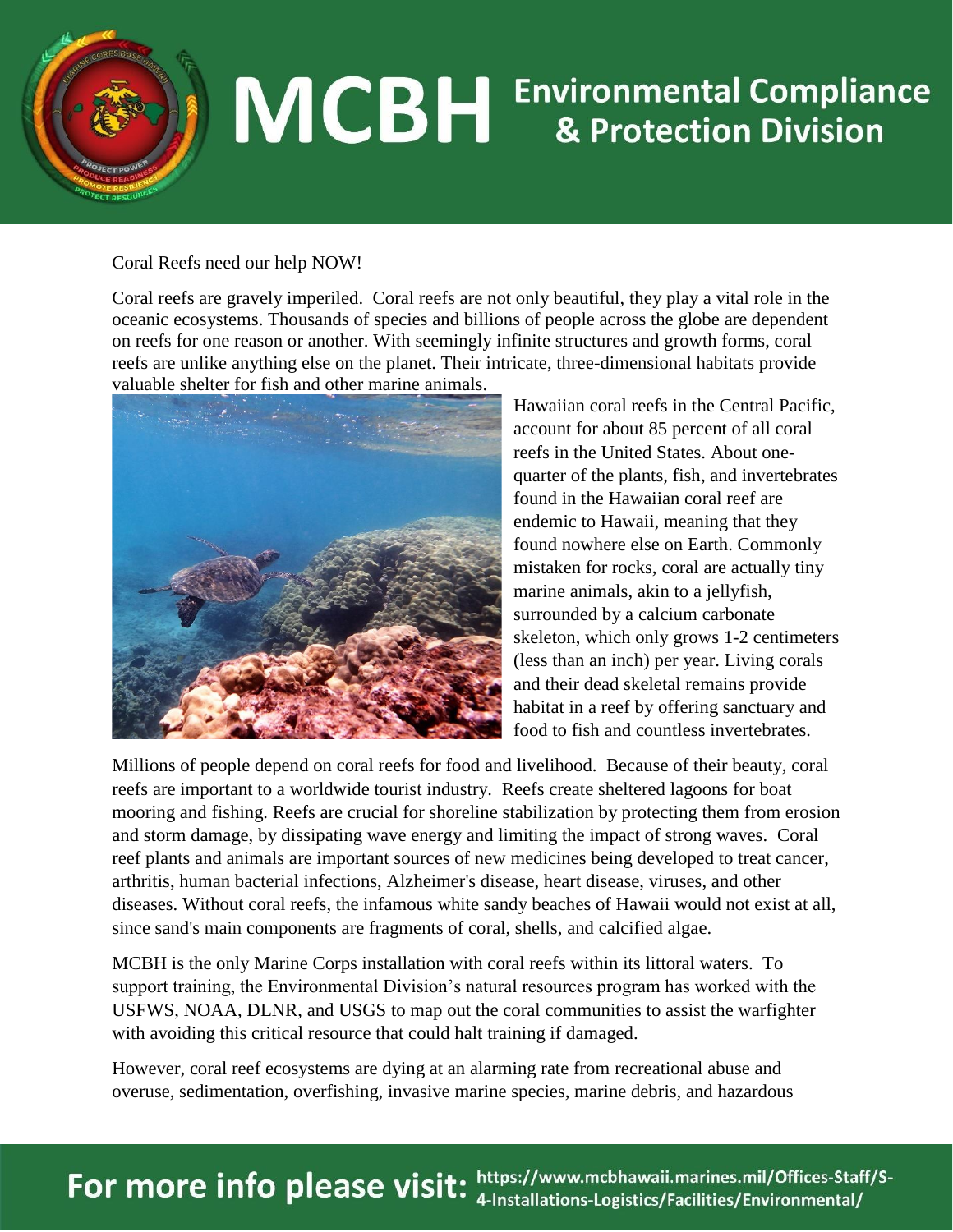# MCBH Environmental Compliance & Protection Division

Coral Reefs need our help NOW!

Coral reefs are gravely imperiled. Coral reefs are not only beautiful, they play a vital role in the oceanic ecosystems. Thousands of species and billions of people across the globe are dependent on reefs for one reason or another. With seemingly infinite structures and growth forms, coral reefs are unlike anything else on the planet. Their intricate, three-dimensional habitats provide valuable shelter for fish and other marine animals.

Hawaiian coral reefs in the Central Pacific, account for about 85 percent of all coral reefs in the United States. About one-quarter of the plants, fish, and invertebrates found in the Hawaiian coral reef are endemic to Hawaii, meaning that they found nowhere else on Earth. Commonly mistaken for rocks, coral are actually tiny marine animals, akin to a jellyfish, surrounded by a calcium carbonate skeleton, which only grows 1-2 centimeters (less than an inch) per year. Living corals and their dead skeletal remains provide habitat in a reef by offering sanctuary and food to fish and countless invertebrates.

Millions of people depend on coral reefs for food and livelihood. Because of their beauty, coral reefs are important to a worldwide tourist industry. Reefs create sheltered lagoons for boat mooring and fishing. Reefs are crucial for shoreline stabilization by protecting them from erosion and storm damage, by dissipating wave energy and limiting the impact of strong waves. Coral reef plants and animals are important sources of new medicines being developed to treat cancer, arthritis, human bacterial infections, Alzheimer's disease, heart disease, viruses, and other diseases. Without coral reefs, the infamous white sandy beaches of Hawaii would not exist at all, since sand's main components are fragments of coral, shells, and calcified algae.

MCBH is the only Marine Corps installation with coral reefs within its littoral waters. To support training, the Environmental Division's natural resources program has worked with the USFWS, NOAA, DLNR, and USGS to map out the coral communities to assist the warfighter with avoiding this critical resource that could halt training if damaged.

However, coral reef ecosystems are dying at an alarming rate from recreational abuse and overuse, sedimentation, overfishing, invasive marine species, marine debris, and hazardous

**For more info please visit:** https://www.mcbhawaii.marines.mil/Offices-Staff/S-4-Installations-Logistics/Facilities/Environmental/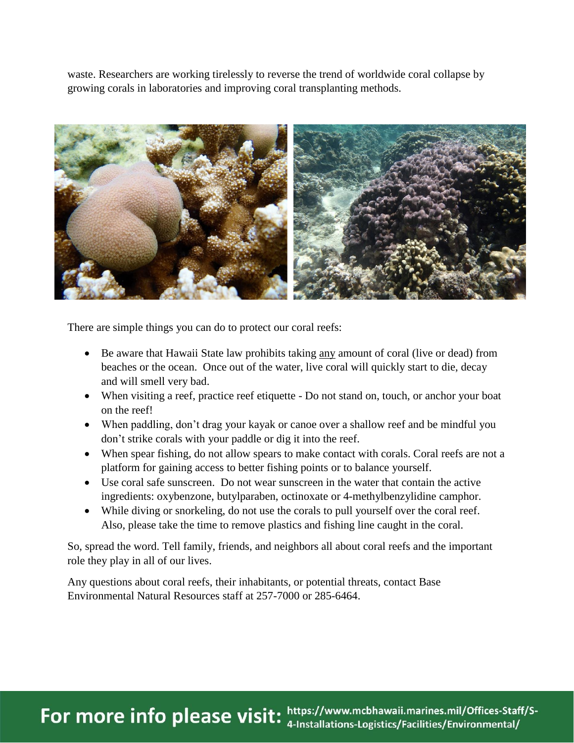waste. Researchers are working tirelessly to reverse the trend of worldwide coral collapse by growing corals in laboratories and improving coral transplanting methods.

There are simple things you can do to protect our coral reefs:

- Be aware that Hawaii State law prohibits taking any amount of coral (live or dead) from beaches or the ocean. Once out of the water, live coral will quickly start to die, decay and will smell very bad.
- When visiting a reef, practice reef etiquette - Do not stand on, touch, or anchor your boat on the reef!
- When paddling, don't drag your kayak or canoe over a shallow reef and be mindful you don't strike corals with your paddle or dig it into the reef.
- When spear fishing, do not allow spears to make contact with corals. Coral reefs are not a platform for gaining access to better fishing points or to balance yourself.
- Use coral safe sunscreen. Do not wear sunscreen in the water that contain the active ingredients: oxybenzone, butylparaben, octinoxate or 4-methylbenzylidine camphor.
- While diving or snorkeling, do not use the corals to pull yourself over the coral reef. Also, please take the time to remove plastics and fishing line caught in the coral.

So, spread the word. Tell family, friends, and neighbors all about coral reefs and the important role they play in all of our lives.

Any questions about coral reefs, their inhabitants, or potential threats, contact Base Environmental Natural Resources staff at 257-7000 or 285-6464.

**For more info please visit:** https://www.mcbhawaii.marines.mil/Offices-Staff/S-4-Installations-Logistics/Facilities/Environmental/